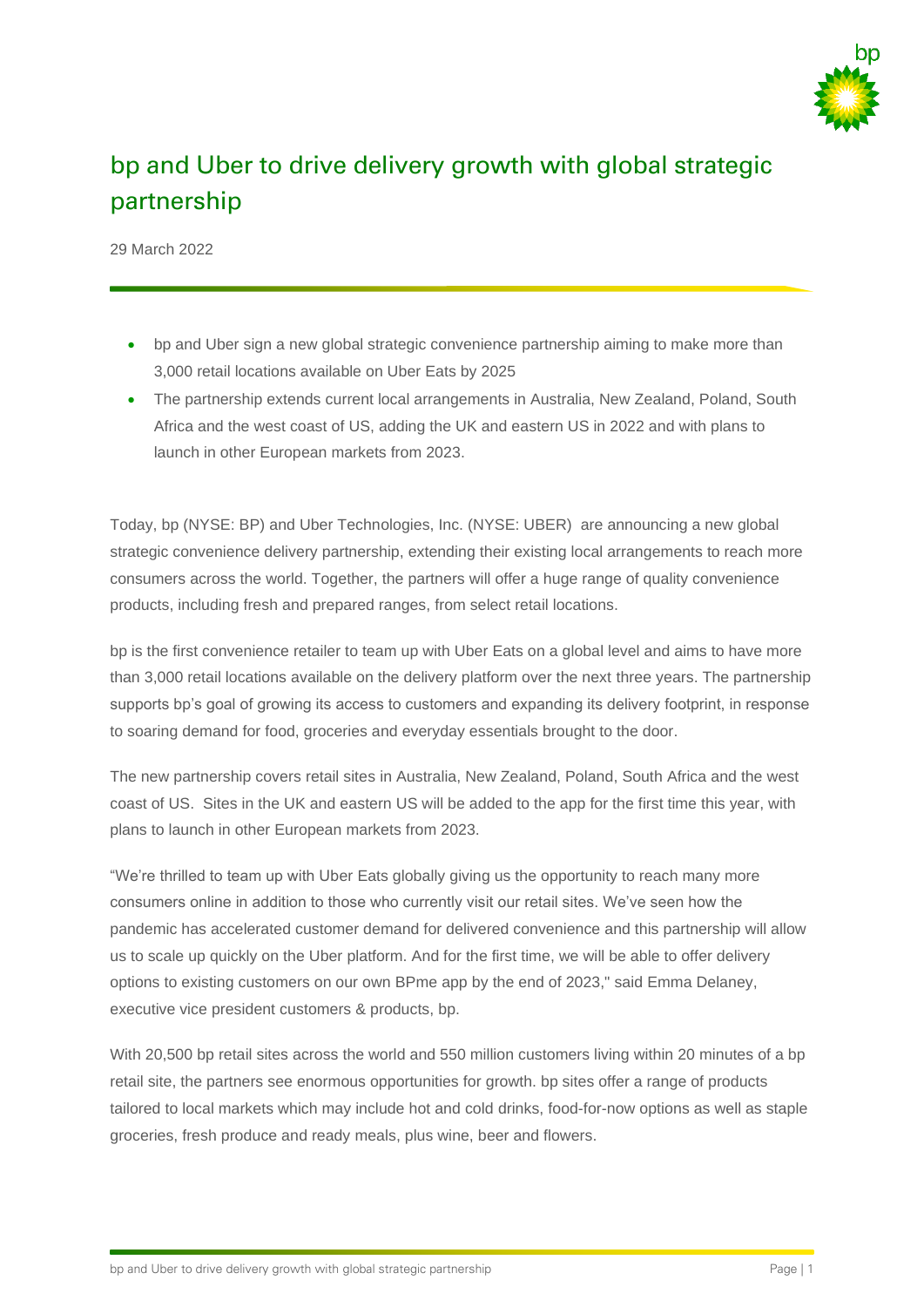# bp and Uber to drive delivery growth with global strategic partnership

29 March 2022

- bp and Uber sign a new global strategic convenience partnership aiming to make more than 3,000 retail locations available on Uber Eats by 2025
- The partnership extends current local arrangements in Australia, New Zealand, Poland, South Africa and the west coast of US, adding the UK and eastern US in 2022 and with plans to launch in other European markets from 2023.

Today, bp (NYSE: BP) and Uber Technologies, Inc. (NYSE: UBER) are announcing a new global strategic convenience delivery partnership, extending their existing local arrangements to reach more consumers across the world. Together, the partners will offer a huge range of quality convenience products, including fresh and prepared ranges, from select retail locations.

bp is the first convenience retailer to team up with Uber Eats on a global level and aims to have more than 3,000 retail locations available on the delivery platform over the next three years. The partnership supports bp's goal of growing its access to customers and expanding its delivery footprint, in response to soaring demand for food, groceries and everyday essentials brought to the door.

The new partnership covers retail sites in Australia, New Zealand, Poland, South Africa and the west coast of US. Sites in the UK and eastern US will be added to the app for the first time this year, with plans to launch in other European markets from 2023.

"We're thrilled to team up with Uber Eats globally giving us the opportunity to reach many more consumers online in addition to those who currently visit our retail sites. We've seen how the pandemic has accelerated customer demand for delivered convenience and this partnership will allow us to scale up quickly on the Uber platform. And for the first time, we will be able to offer delivery options to existing customers on our own BPme app by the end of 2023," said Emma Delaney, executive vice president customers & products, bp.

With 20,500 bp retail sites across the world and 550 million customers living within 20 minutes of a bp retail site, the partners see enormous opportunities for growth. bp sites offer a range of products tailored to local markets which may include hot and cold drinks, food-for-now options as well as staple groceries, fresh produce and ready meals, plus wine, beer and flowers.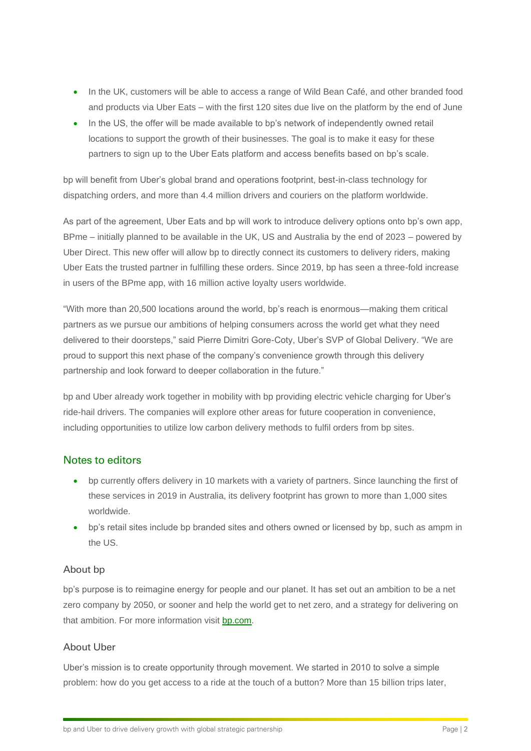- In the UK, customers will be able to access a range of Wild Bean Café, and other branded food and products via Uber Eats – with the first 120 sites due live on the platform by the end of June
- In the US, the offer will be made available to bp's network of independently owned retail locations to support the growth of their businesses. The goal is to make it easy for these partners to sign up to the Uber Eats platform and access benefits based on bp's scale.

bp will benefit from Uber's global brand and operations footprint, best-in-class technology for dispatching orders, and more than 4.4 million drivers and couriers on the platform worldwide.

As part of the agreement, Uber Eats and bp will work to introduce delivery options onto bp's own app, BPme – initially planned to be available in the UK, US and Australia by the end of 2023 – powered by Uber Direct. This new offer will allow bp to directly connect its customers to delivery riders, making Uber Eats the trusted partner in fulfilling these orders. Since 2019, bp has seen a three-fold increase in users of the BPme app, with 16 million active loyalty users worldwide.

"With more than 20,500 locations around the world, bp's reach is enormous—making them critical partners as we pursue our ambitions of helping consumers across the world get what they need delivered to their doorsteps," said Pierre Dimitri Gore-Coty, Uber's SVP of Global Delivery. "We are proud to support this next phase of the company's convenience growth through this delivery partnership and look forward to deeper collaboration in the future."

bp and Uber already work together in mobility with bp providing electric vehicle charging for Uber's ride-hail drivers. The companies will explore other areas for future cooperation in convenience, including opportunities to utilize low carbon delivery methods to fulfil orders from bp sites.

## Notes to editors

- bp currently offers delivery in 10 markets with a variety of partners. Since launching the first of these services in 2019 in Australia, its delivery footprint has grown to more than 1,000 sites worldwide.
- bp's retail sites include bp branded sites and others owned or licensed by bp, such as ampm in the US.

### About bp

bp's purpose is to reimagine energy for people and our planet. It has set out an ambition to be a net zero company by 2050, or sooner and help the world get to net zero, and a strategy for delivering on that ambition. For more information visit [bp.com](bp.com).

### About Uber

Uber's mission is to create opportunity through movement. We started in 2010 to solve a simple problem: how do you get access to a ride at the touch of a button? More than 15 billion trips later,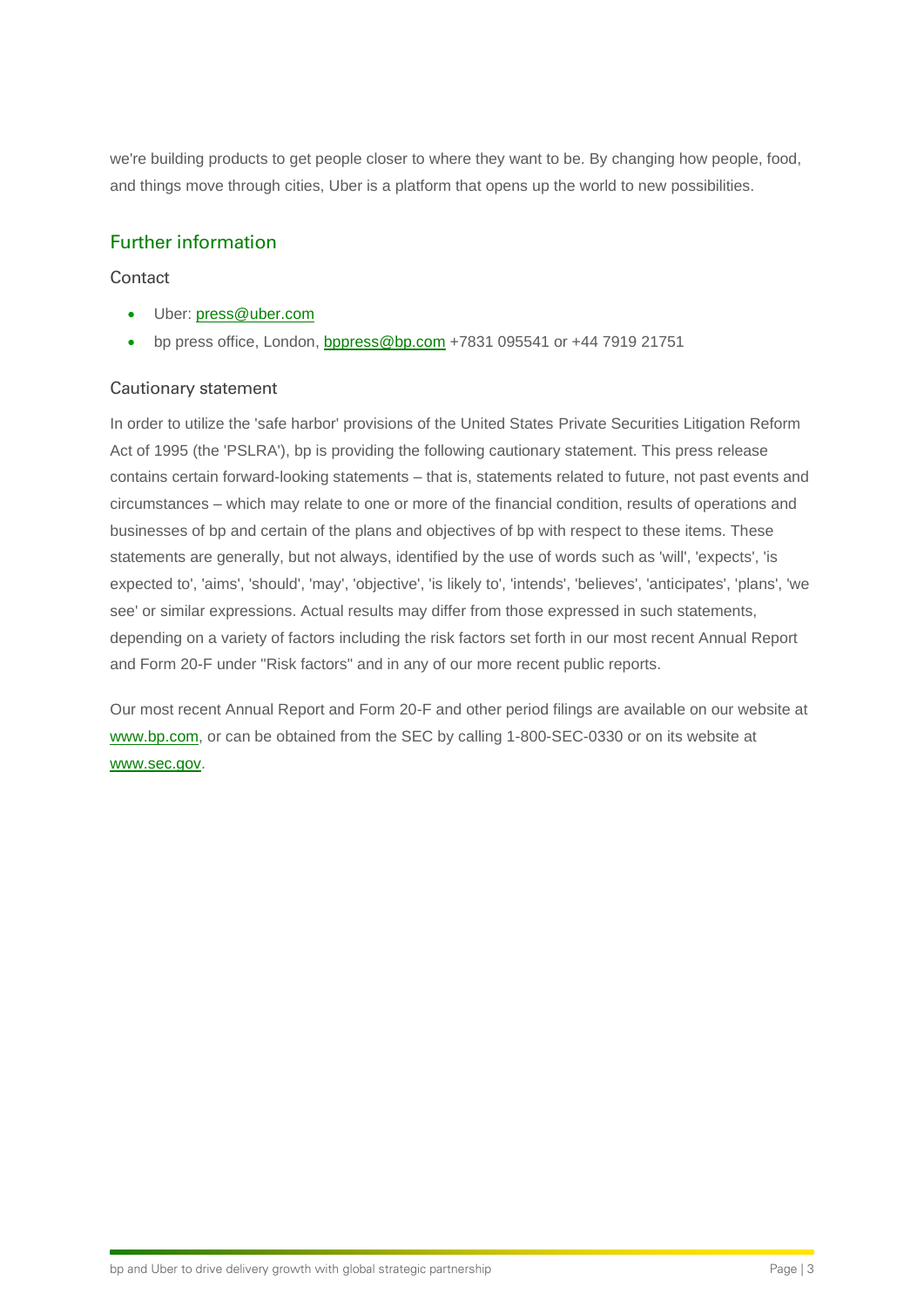we're building products to get people closer to where they want to be. By changing how people, food, and things move through cities, Uber is a platform that opens up the world to new possibilities.

## Further information

### Contact

- Uber: press@uber.com
- bp press office, London, bppress@bp.com +7831 095541 or +44 7919 21751

### Cautionary statement

In order to utilize the 'safe harbor' provisions of the United States Private Securities Litigation Reform Act of 1995 (the 'PSLRA'), bp is providing the following cautionary statement. This press release contains certain forward-looking statements – that is, statements related to future, not past events and circumstances – which may relate to one or more of the financial condition, results of operations and businesses of bp and certain of the plans and objectives of bp with respect to these items. These statements are generally, but not always, identified by the use of words such as 'will', 'expects', 'is expected to', 'aims', 'should', 'may', 'objective', 'is likely to', 'intends', 'believes', 'anticipates', 'plans', 'we see' or similar expressions. Actual results may differ from those expressed in such statements, depending on a variety of factors including the risk factors set forth in our most recent Annual Report and Form 20-F under "Risk factors" and in any of our more recent public reports.

Our most recent Annual Report and Form 20-F and other period filings are available on our website at www.bp.com, or can be obtained from the SEC by calling 1-800-SEC-0330 or on its website at www.sec.gov.